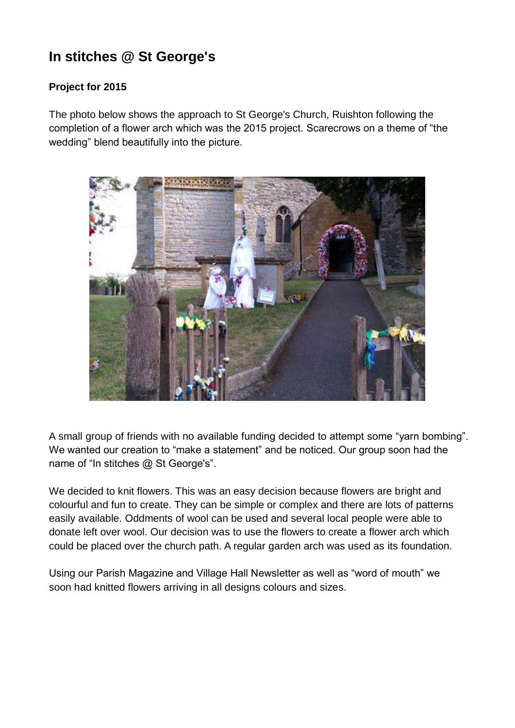# In stitches @ St George's

### Project for 2015

The photo below shows the approach to St George's Church, Ruishton following the completion of a flower arch which was the 2015 project. Scarecrows on a theme of "the wedding" blend beautifully into the picture.

A small group of friends with no available funding decided to attempt some "yarn bombing". We wanted our creation to "make a statement" and be noticed. Our group soon had the name of "In stitches @ St George's".

We decided to knit flowers. This was an easy decision because flowers are bright and colourful and fun to create. They can be simple or complex and there are lots of patterns easily available. Oddments of wool can be used and several local people were able to donate left over wool. Our decision was to use the flowers to create a flower arch which could be placed over the church path. A regular garden arch was used as its foundation.

Using our Parish Magazine and Village Hall Newsletter as well as "word of mouth" we soon had knitted flowers arriving in all designs colours and sizes.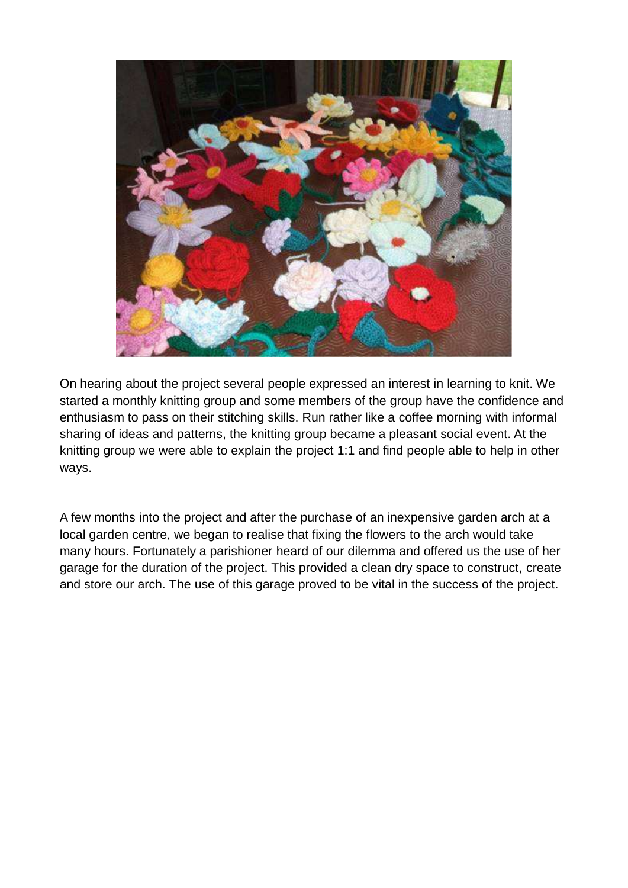On hearing about the project several people expressed an interest in learning to knit. We started a monthly knitting group and some members of the group have the confidence and enthusiasm to pass on their stitching skills. Run rather like a coffee morning with informal sharing of ideas and patterns, the knitting group became a pleasant social event. At the knitting group we were able to explain the project 1:1 and find people able to help in other ways.

A few months into the project and after the purchase of an inexpensive garden arch at a local garden centre, we began to realise that fixing the flowers to the arch would take many hours. Fortunately a parishioner heard of our dilemma and offered us the use of her garage for the duration of the project. This provided a clean dry space to construct, create and store our arch. The use of this garage proved to be vital in the success of the project.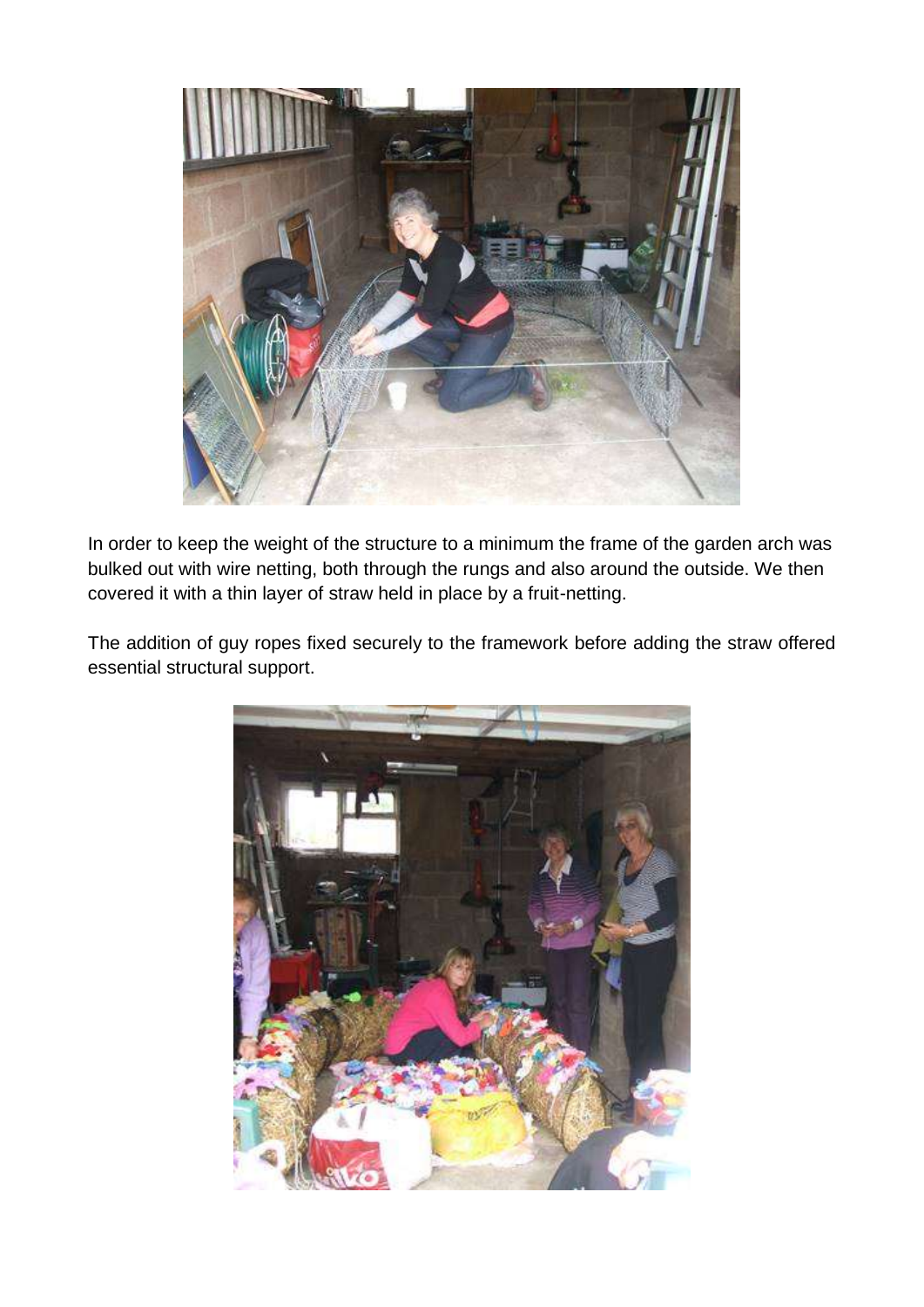In order to keep the weight of the structure to a minimum the frame of the garden arch was bulked out with wire netting, both through the rungs and also around the outside. We then covered it with a thin layer of straw held in place by a fruit-netting.

The addition of guy ropes fixed securely to the framework before adding the straw offered essential structural support.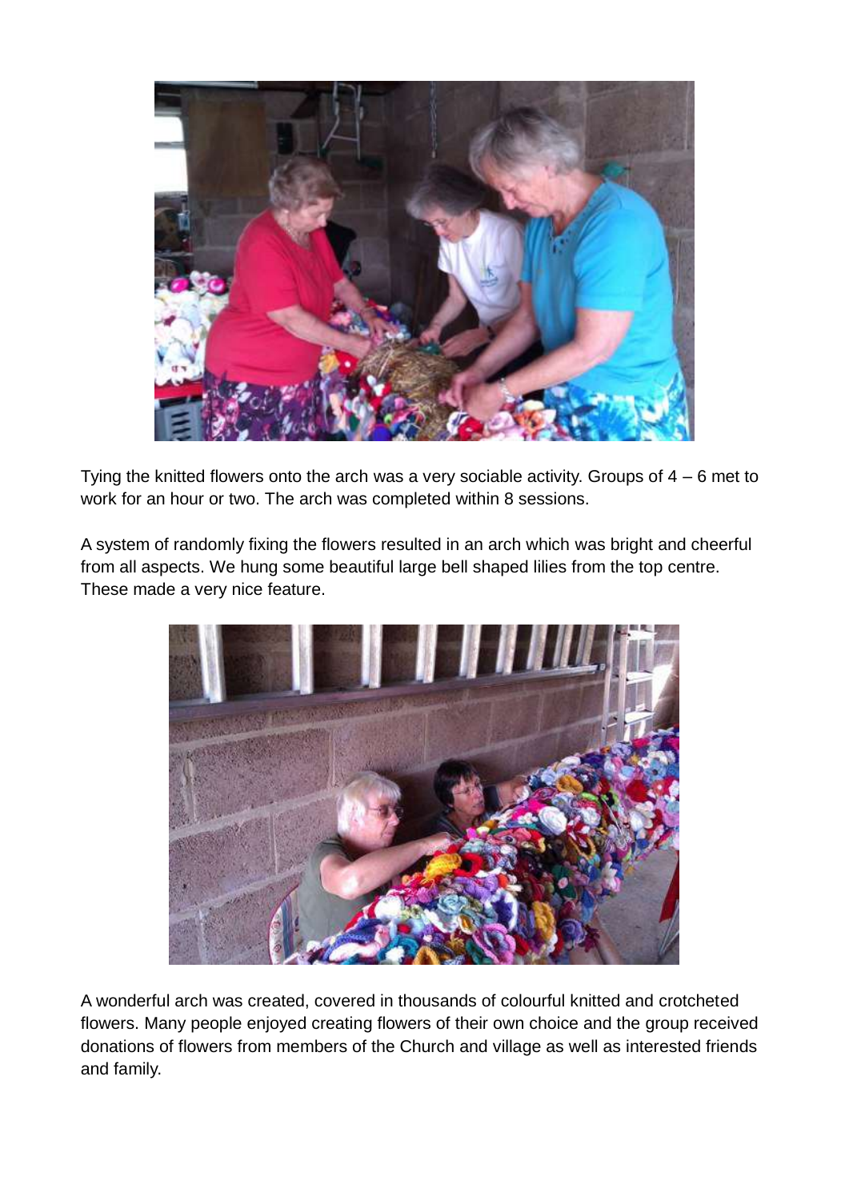Tying the knitted flowers onto the arch was a very sociable activity. Groups of 4 – 6 met to work for an hour or two. The arch was completed within 8 sessions.

A system of randomly fixing the flowers resulted in an arch which was bright and cheerful from all aspects. We hung some beautiful large bell shaped lilies from the top centre. These made a very nice feature.

A wonderful arch was created, covered in thousands of colourful knitted and crotcheted flowers. Many people enjoyed creating flowers of their own choice and the group received donations of flowers from members of the Church and village as well as interested friends and family.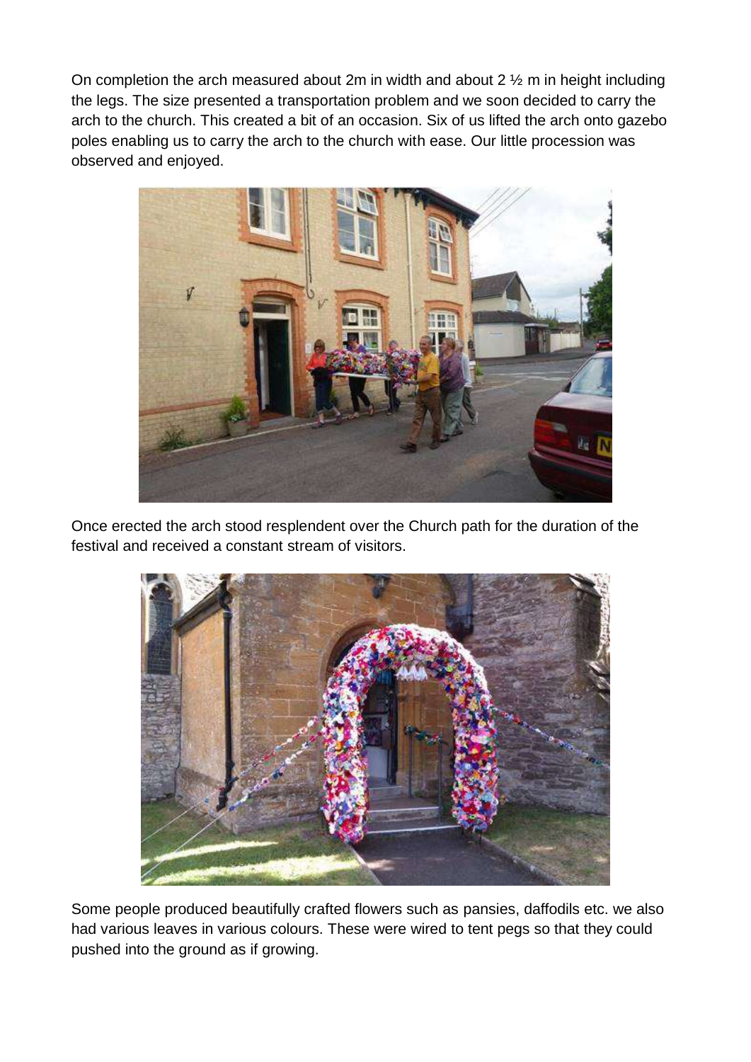On completion the arch measured about 2m in width and about 2 ½ m in height including the legs. The size presented a transportation problem and we soon decided to carry the arch to the church. This created a bit of an occasion. Six of us lifted the arch onto gazebo poles enabling us to carry the arch to the church with ease. Our little procession was observed and enjoyed.

Once erected the arch stood resplendent over the Church path for the duration of the festival and received a constant stream of visitors.

Some people produced beautifully crafted flowers such as pansies, daffodils etc. we also had various leaves in various colours. These were wired to tent pegs so that they could pushed into the ground as if growing.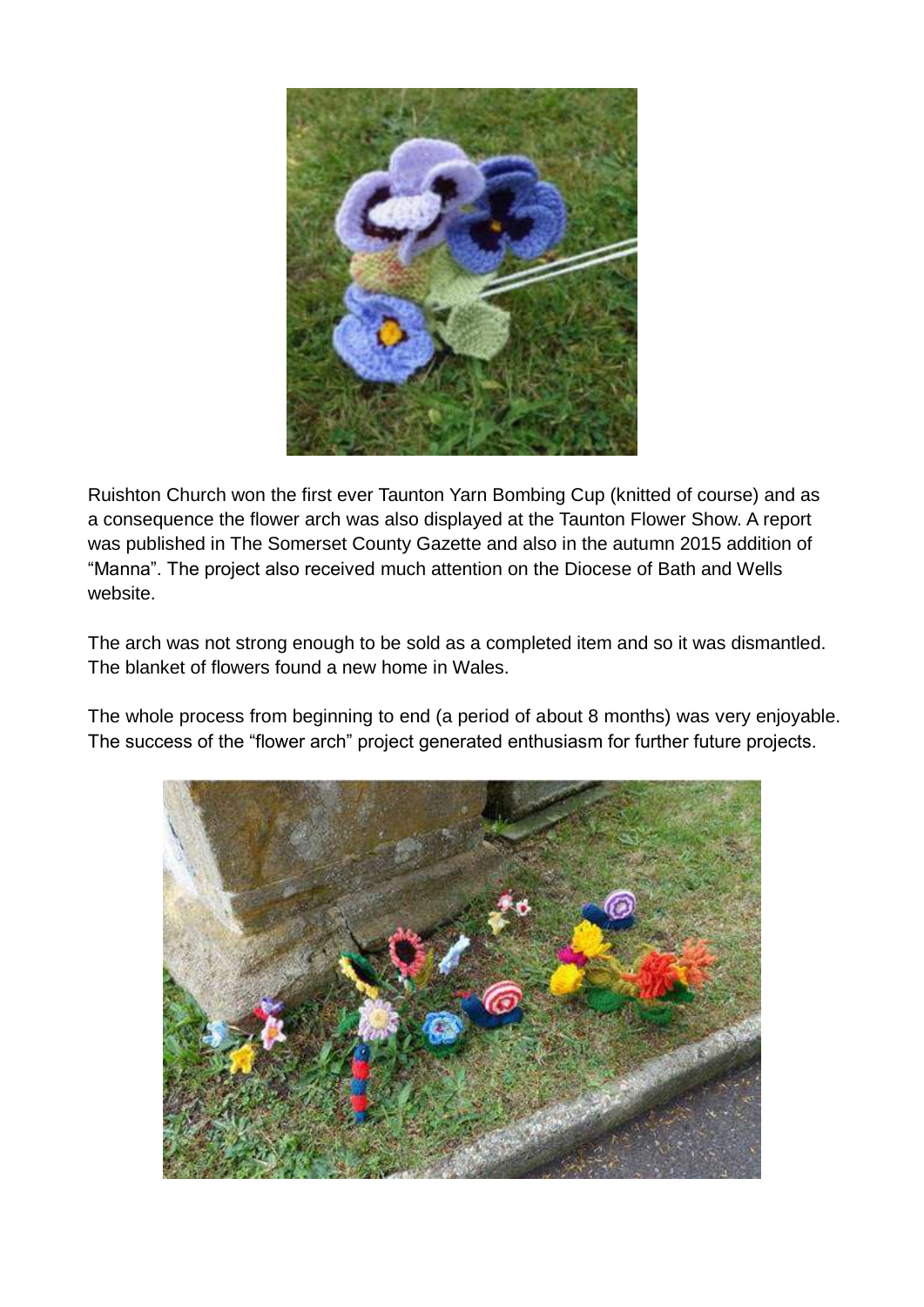Ruishton Church won the first ever Taunton Yarn Bombing Cup (knitted of course) and as a consequence the flower arch was also displayed at the Taunton Flower Show. A report was published in The Somerset County Gazette and also in the autumn 2015 addition of "Manna". The project also received much attention on the Diocese of Bath and Wells website.

The arch was not strong enough to be sold as a completed item and so it was dismantled. The blanket of flowers found a new home in Wales.

The whole process from beginning to end (a period of about 8 months) was very enjoyable. The success of the "flower arch" project generated enthusiasm for further future projects.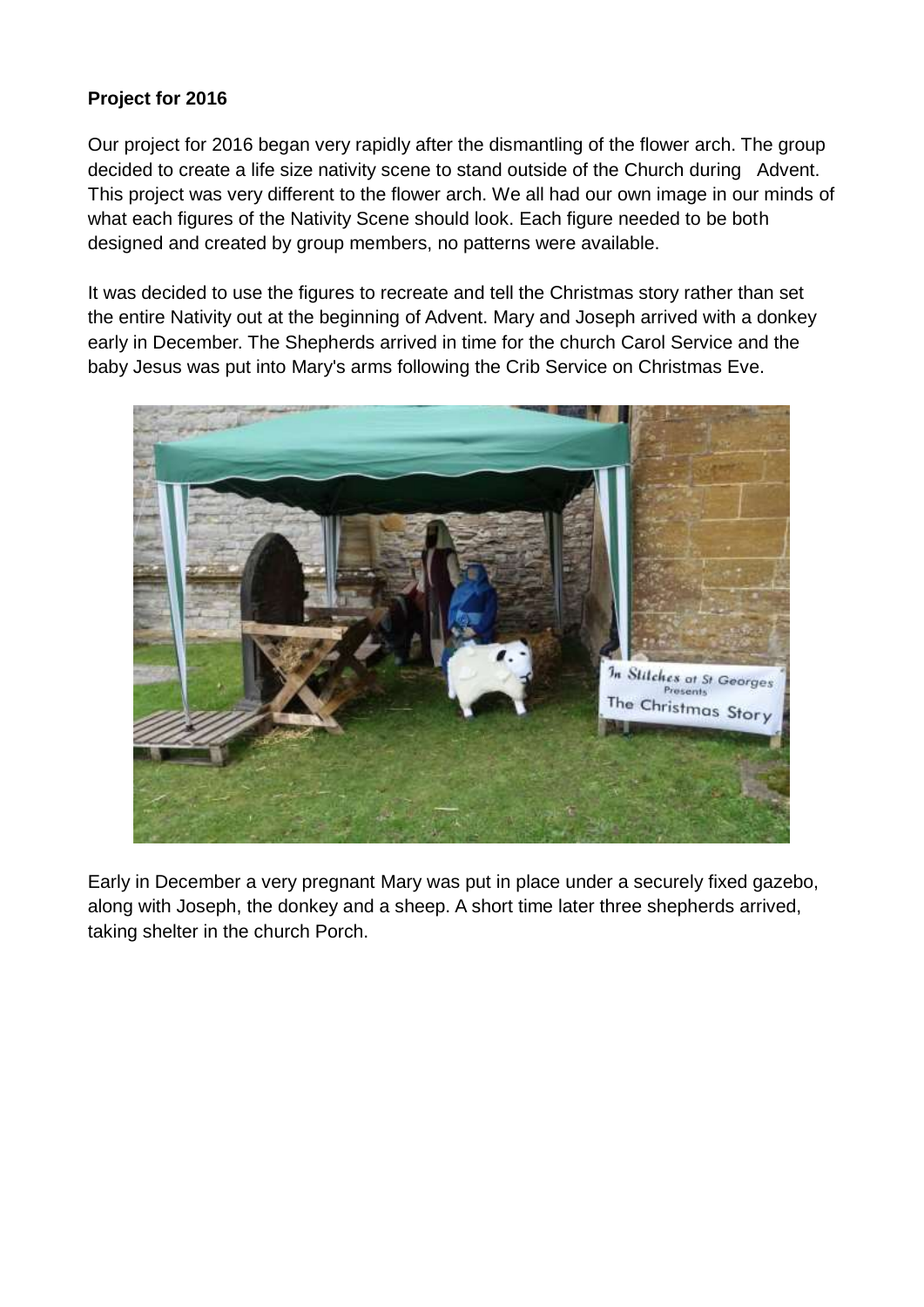**Project for 2016**

Our project for 2016 began very rapidly after the dismantling of the flower arch. The group decided to create a life size nativity scene to stand outside of the Church during Advent. This project was very different to the flower arch. We all had our own image in our minds of what each figures of the Nativity Scene should look. Each figure needed to be both designed and created by group members, no patterns were available.

It was decided to use the figures to recreate and tell the Christmas story rather than set the entire Nativity out at the beginning of Advent. Mary and Joseph arrived with a donkey early in December. The Shepherds arrived in time for the church Carol Service and the baby Jesus was put into Mary's arms following the Crib Service on Christmas Eve.

Early in December a very pregnant Mary was put in place under a securely fixed gazebo, along with Joseph, the donkey and a sheep. A short time later three shepherds arrived, taking shelter in the church Porch.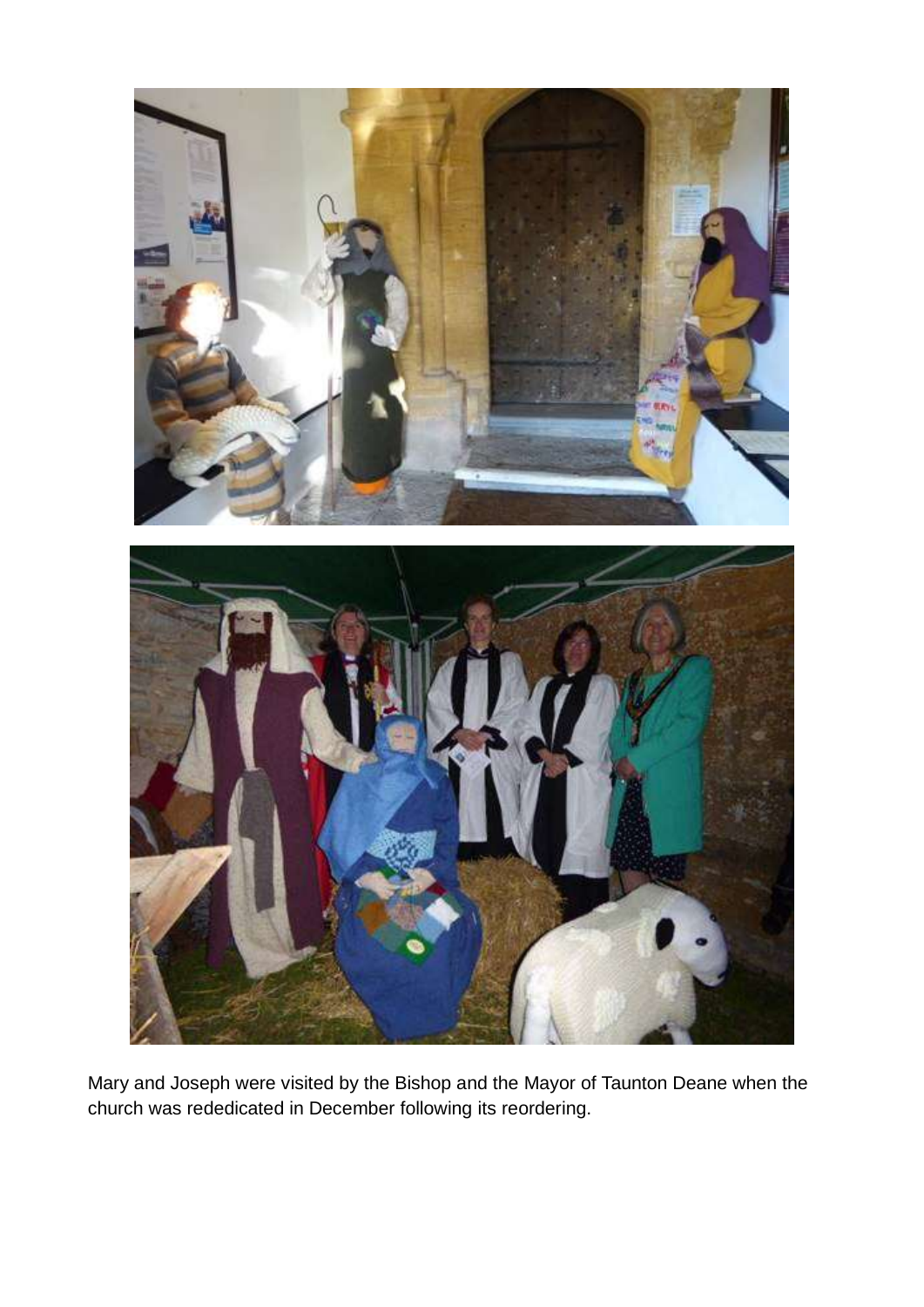Mary and Joseph were visited by the Bishop and the Mayor of Taunton Deane when the church was rededicated in December following its reordering.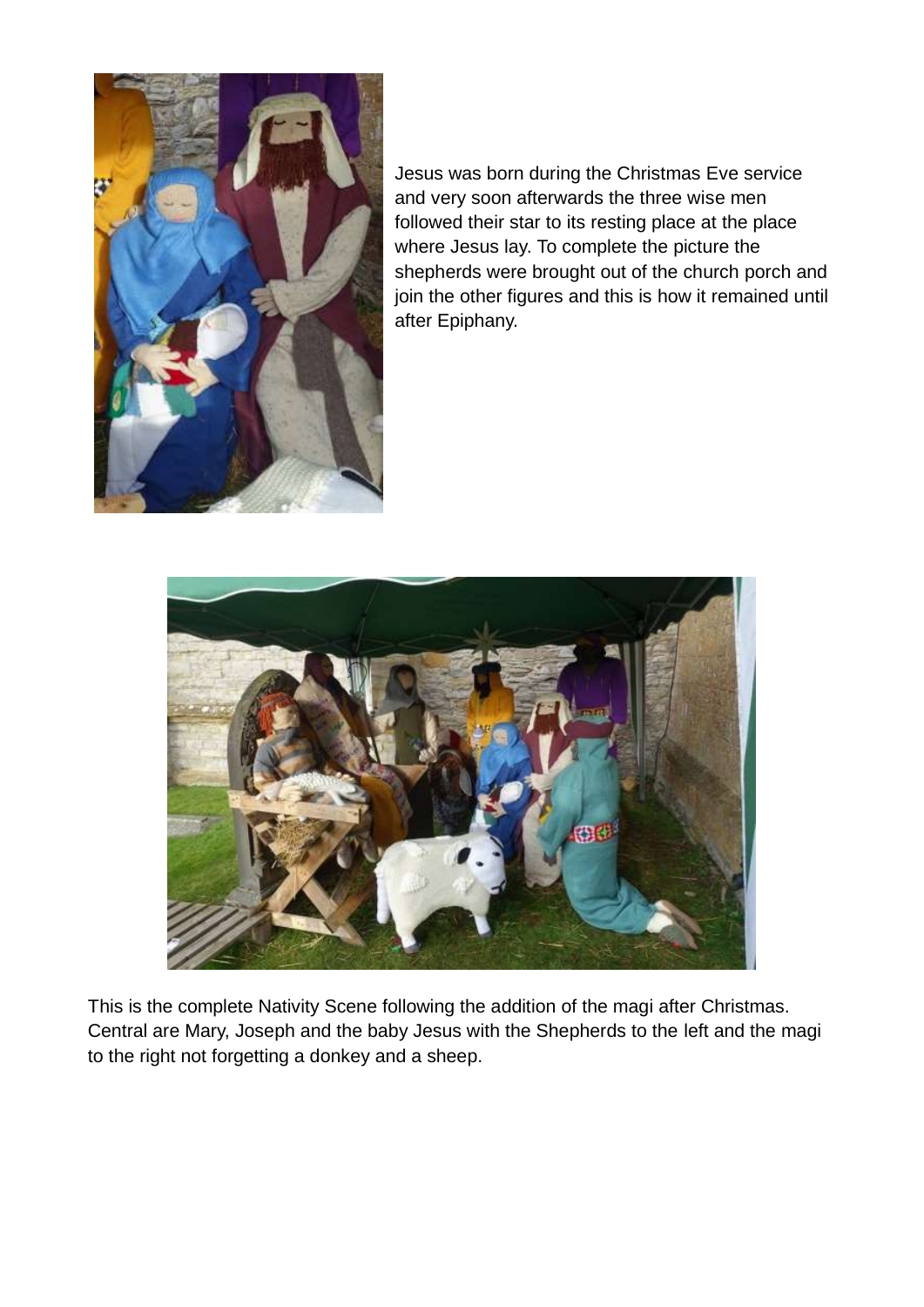Jesus was born during the Christmas Eve service and very soon afterwards the three wise men followed their star to its resting place at the place where Jesus lay. To complete the picture the shepherds were brought out of the church porch and join the other figures and this is how it remained until after Epiphany.

This is the complete Nativity Scene following the addition of the magi after Christmas. Central are Mary, Joseph and the baby Jesus with the Shepherds to the left and the magi to the right not forgetting a donkey and a sheep.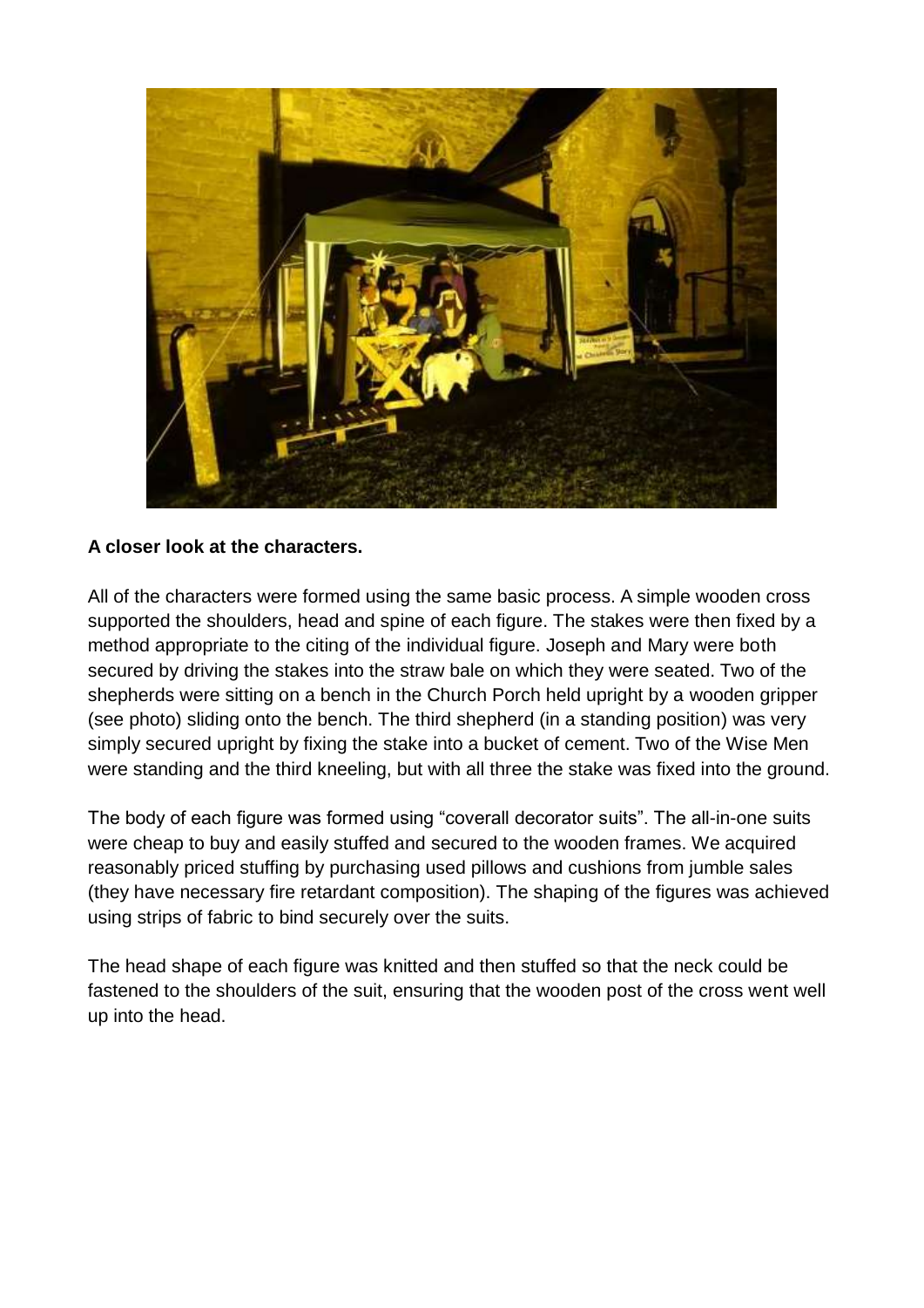**A closer look at the characters.**

All of the characters were formed using the same basic process. A simple wooden cross supported the shoulders, head and spine of each figure. The stakes were then fixed by a method appropriate to the citing of the individual figure. Joseph and Mary were both secured by driving the stakes into the straw bale on which they were seated. Two of the shepherds were sitting on a bench in the Church Porch held upright by a wooden gripper (see photo) sliding onto the bench. The third shepherd (in a standing position) was very simply secured upright by fixing the stake into a bucket of cement. Two of the Wise Men were standing and the third kneeling, but with all three the stake was fixed into the ground.

The body of each figure was formed using "coverall decorator suits". The all-in-one suits were cheap to buy and easily stuffed and secured to the wooden frames. We acquired reasonably priced stuffing by purchasing used pillows and cushions from jumble sales (they have necessary fire retardant composition). The shaping of the figures was achieved using strips of fabric to bind securely over the suits.

The head shape of each figure was knitted and then stuffed so that the neck could be fastened to the shoulders of the suit, ensuring that the wooden post of the cross went well up into the head.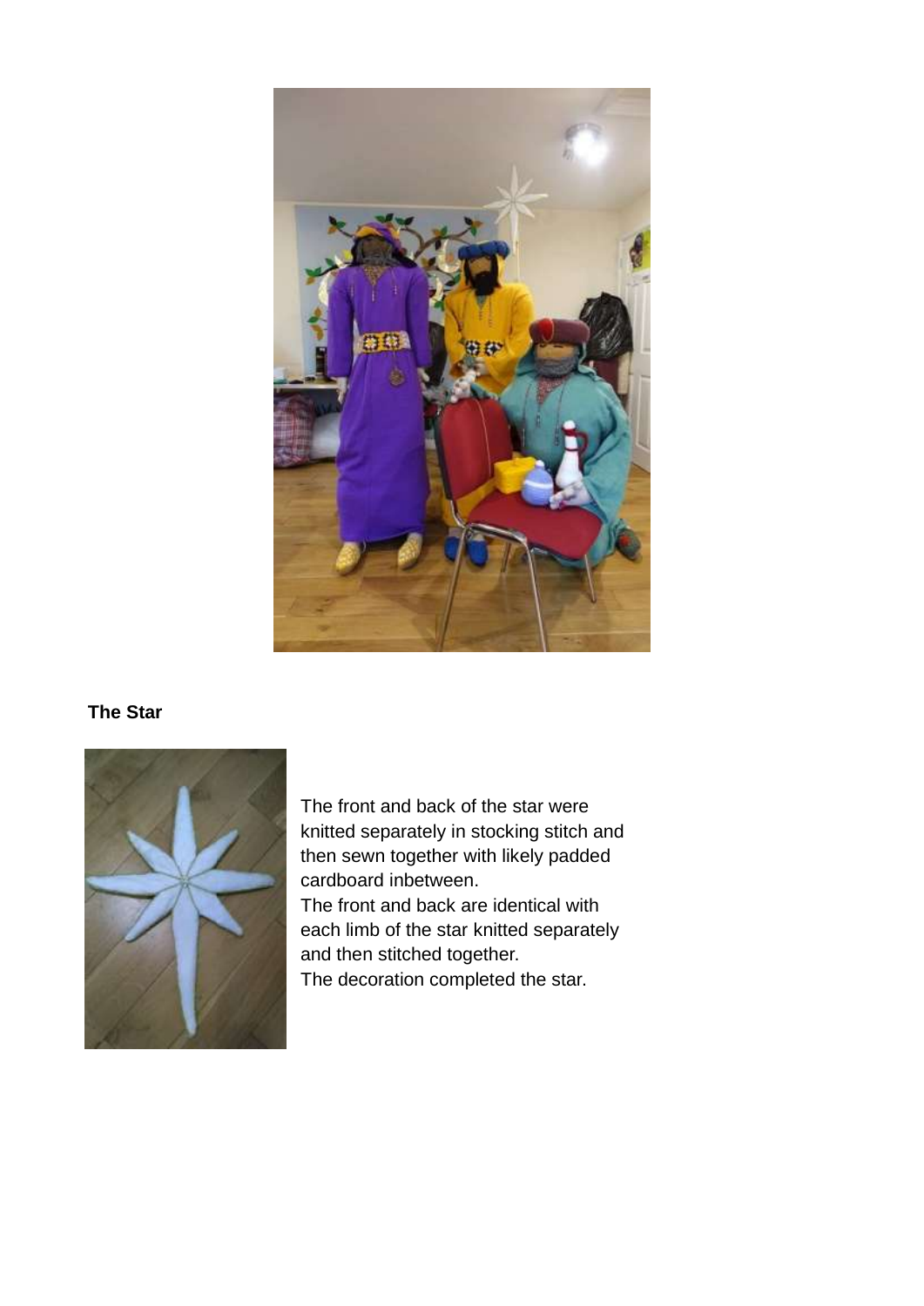**The Star**

The front and back of the star were knitted separately in stocking stitch and then sewn together with likely padded cardboard inbetween.
The front and back are identical with each limb of the star knitted separately and then stitched together.
The decoration completed the star.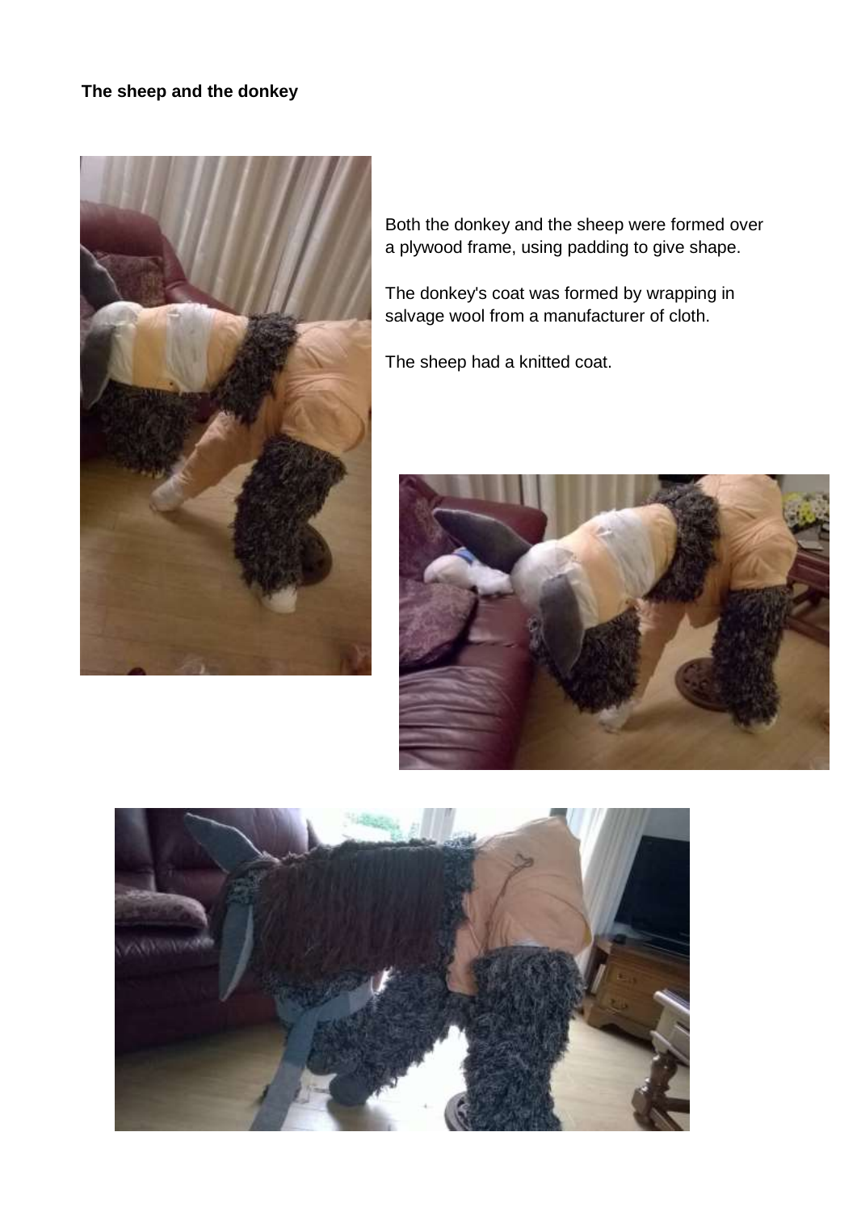**The sheep and the donkey**

Both the donkey and the sheep were formed over a plywood frame, using padding to give shape.

The donkey's coat was formed by wrapping in salvage wool from a manufacturer of cloth.

The sheep had a knitted coat.